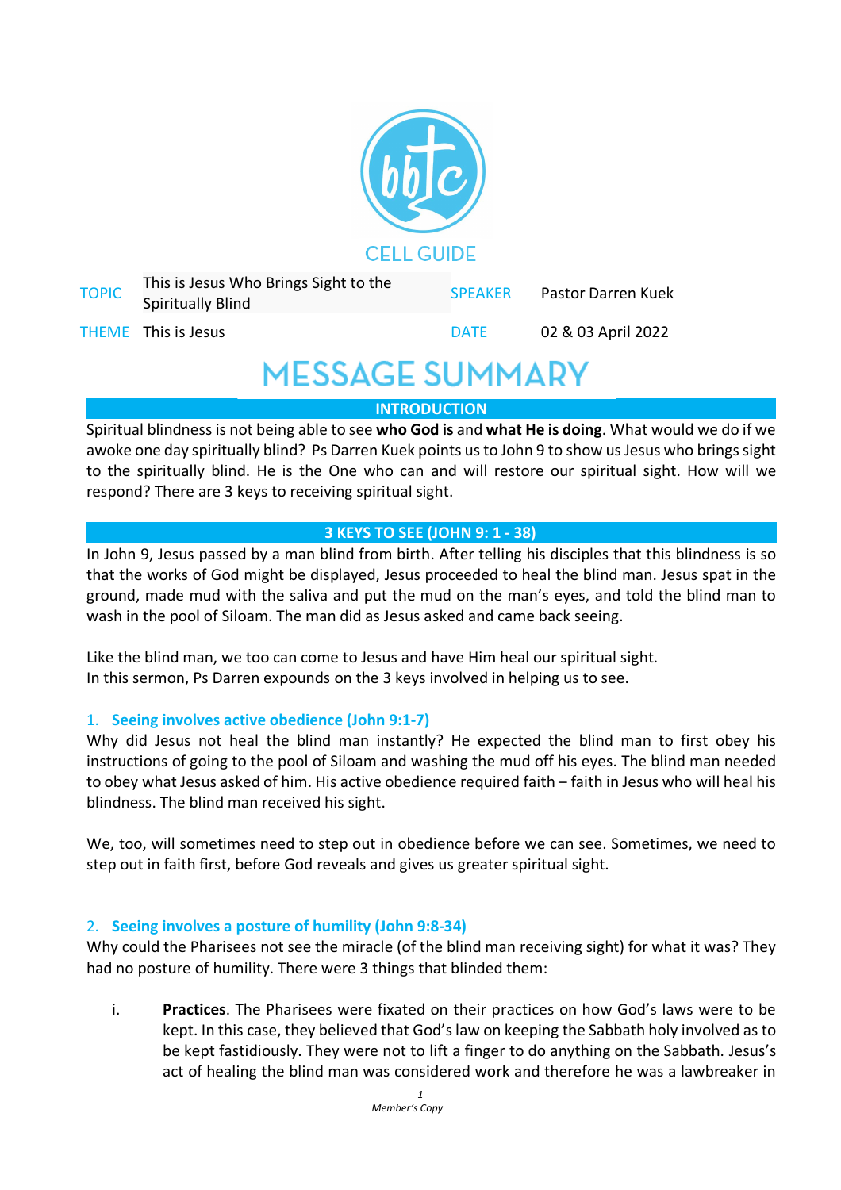CELL GUIDE

| TOPIC | This is Jesus Who Brings Sight to the Spiritually Blind | SPEAKER | Pastor Darren Kuek |
|---|---|---|---|
| THEME | This is Jesus | DATE | 02 & 03 April 2022 |

# MESSAGE SUMMARY

## INTRODUCTION

Spiritual blindness is not being able to see **who God is** and **what He is doing**. What would we do if we awoke one day spiritually blind? Ps Darren Kuek points us to John 9 to show us Jesus who brings sight to the spiritually blind. He is the One who can and will restore our spiritual sight. How will we respond? There are 3 keys to receiving spiritual sight.

## 3 KEYS TO SEE (JOHN 9: 1 - 38)

In John 9, Jesus passed by a man blind from birth. After telling his disciples that this blindness is so that the works of God might be displayed, Jesus proceeded to heal the blind man. Jesus spat in the ground, made mud with the saliva and put the mud on the man's eyes, and told the blind man to wash in the pool of Siloam. The man did as Jesus asked and came back seeing.

Like the blind man, we too can come to Jesus and have Him heal our spiritual sight.
In this sermon, Ps Darren expounds on the 3 keys involved in helping us to see.

### 1. Seeing involves active obedience (John 9:1-7)

Why did Jesus not heal the blind man instantly? He expected the blind man to first obey his instructions of going to the pool of Siloam and washing the mud off his eyes. The blind man needed to obey what Jesus asked of him. His active obedience required faith – faith in Jesus who will heal his blindness. The blind man received his sight.

We, too, will sometimes need to step out in obedience before we can see. Sometimes, we need to step out in faith first, before God reveals and gives us greater spiritual sight.

### 2. Seeing involves a posture of humility (John 9:8-34)

Why could the Pharisees not see the miracle (of the blind man receiving sight) for what it was? They had no posture of humility. There were 3 things that blinded them:

i. **Practices**. The Pharisees were fixated on their practices on how God's laws were to be kept. In this case, they believed that God's law on keeping the Sabbath holy involved as to be kept fastidiously. They were not to lift a finger to do anything on the Sabbath. Jesus's act of healing the blind man was considered work and therefore he was a lawbreaker in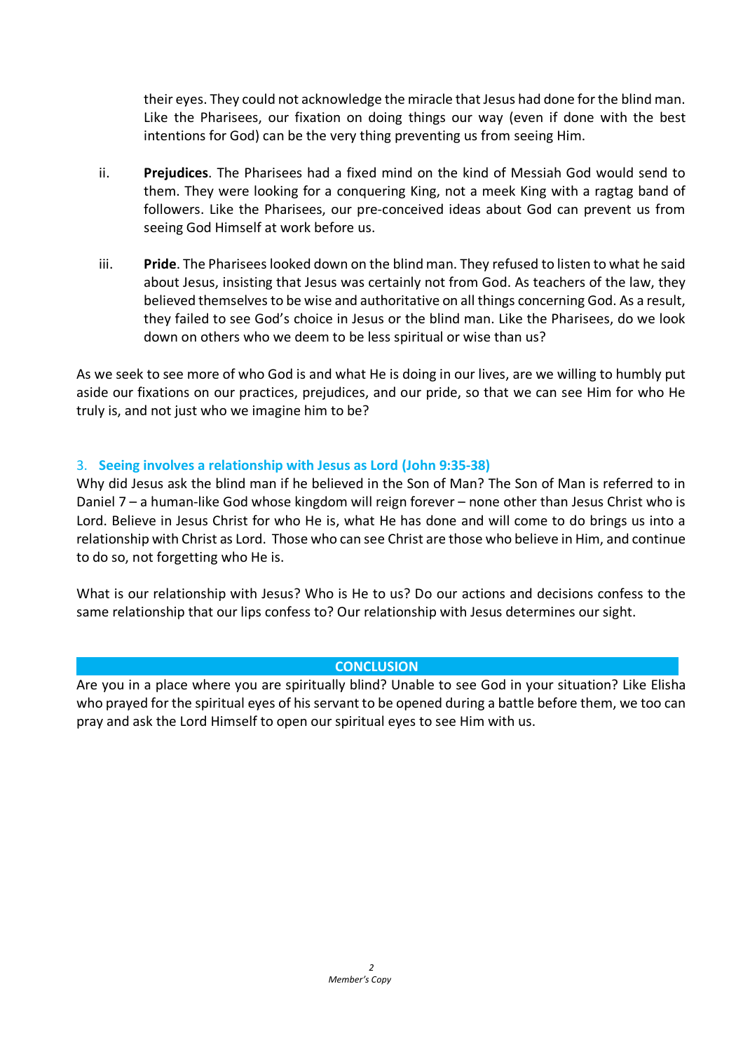their eyes. They could not acknowledge the miracle that Jesus had done for the blind man. Like the Pharisees, our fixation on doing things our way (even if done with the best intentions for God) can be the very thing preventing us from seeing Him.

ii. **Prejudices**. The Pharisees had a fixed mind on the kind of Messiah God would send to them. They were looking for a conquering King, not a meek King with a ragtag band of followers. Like the Pharisees, our pre-conceived ideas about God can prevent us from seeing God Himself at work before us.

iii. **Pride**. The Pharisees looked down on the blind man. They refused to listen to what he said about Jesus, insisting that Jesus was certainly not from God. As teachers of the law, they believed themselves to be wise and authoritative on all things concerning God. As a result, they failed to see God's choice in Jesus or the blind man. Like the Pharisees, do we look down on others who we deem to be less spiritual or wise than us?

As we seek to see more of who God is and what He is doing in our lives, are we willing to humbly put aside our fixations on our practices, prejudices, and our pride, so that we can see Him for who He truly is, and not just who we imagine him to be?

### 3. **Seeing involves a relationship with Jesus as Lord (John 9:35-38)**

Why did Jesus ask the blind man if he believed in the Son of Man? The Son of Man is referred to in Daniel 7 – a human-like God whose kingdom will reign forever – none other than Jesus Christ who is Lord. Believe in Jesus Christ for who He is, what He has done and will come to do brings us into a relationship with Christ as Lord. Those who can see Christ are those who believe in Him, and continue to do so, not forgetting who He is.

What is our relationship with Jesus? Who is He to us? Do our actions and decisions confess to the same relationship that our lips confess to? Our relationship with Jesus determines our sight.

## CONCLUSION

Are you in a place where you are spiritually blind? Unable to see God in your situation? Like Elisha who prayed for the spiritual eyes of his servant to be opened during a battle before them, we too can pray and ask the Lord Himself to open our spiritual eyes to see Him with us.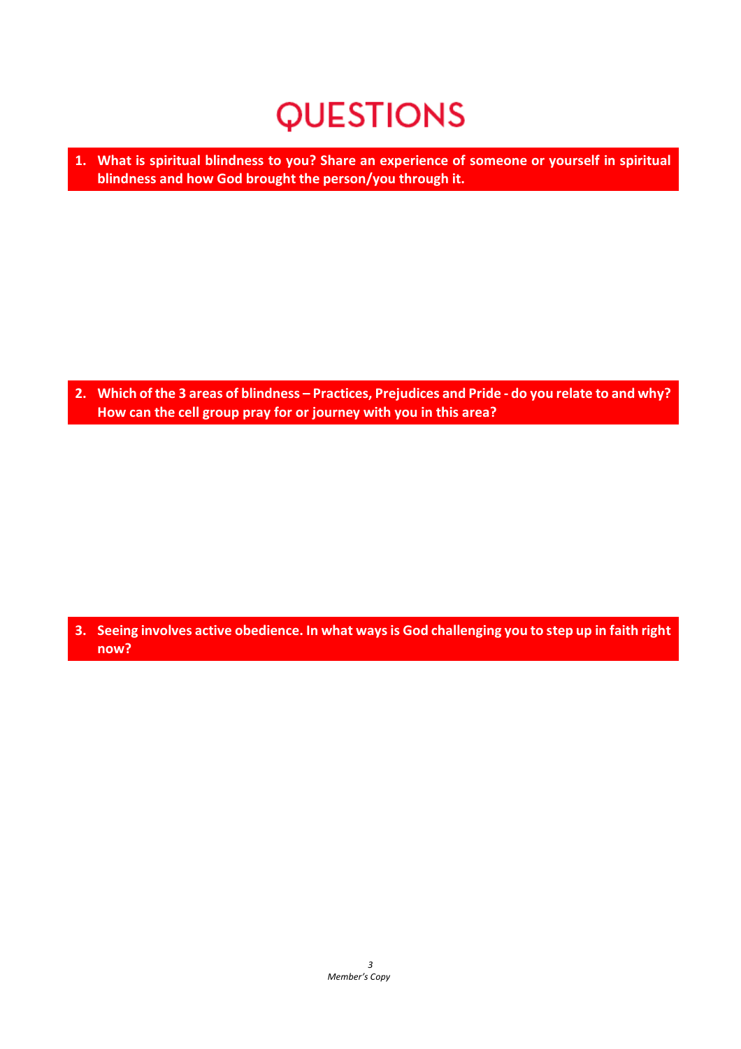# QUESTIONS

1. **What is spiritual blindness to you? Share an experience of someone or yourself in spiritual blindness and how God brought the person/you through it.**

2. **Which of the 3 areas of blindness – Practices, Prejudices and Pride - do you relate to and why? How can the cell group pray for or journey with you in this area?**

3. **Seeing involves active obedience. In what ways is God challenging you to step up in faith right now?**

*Member's Copy*